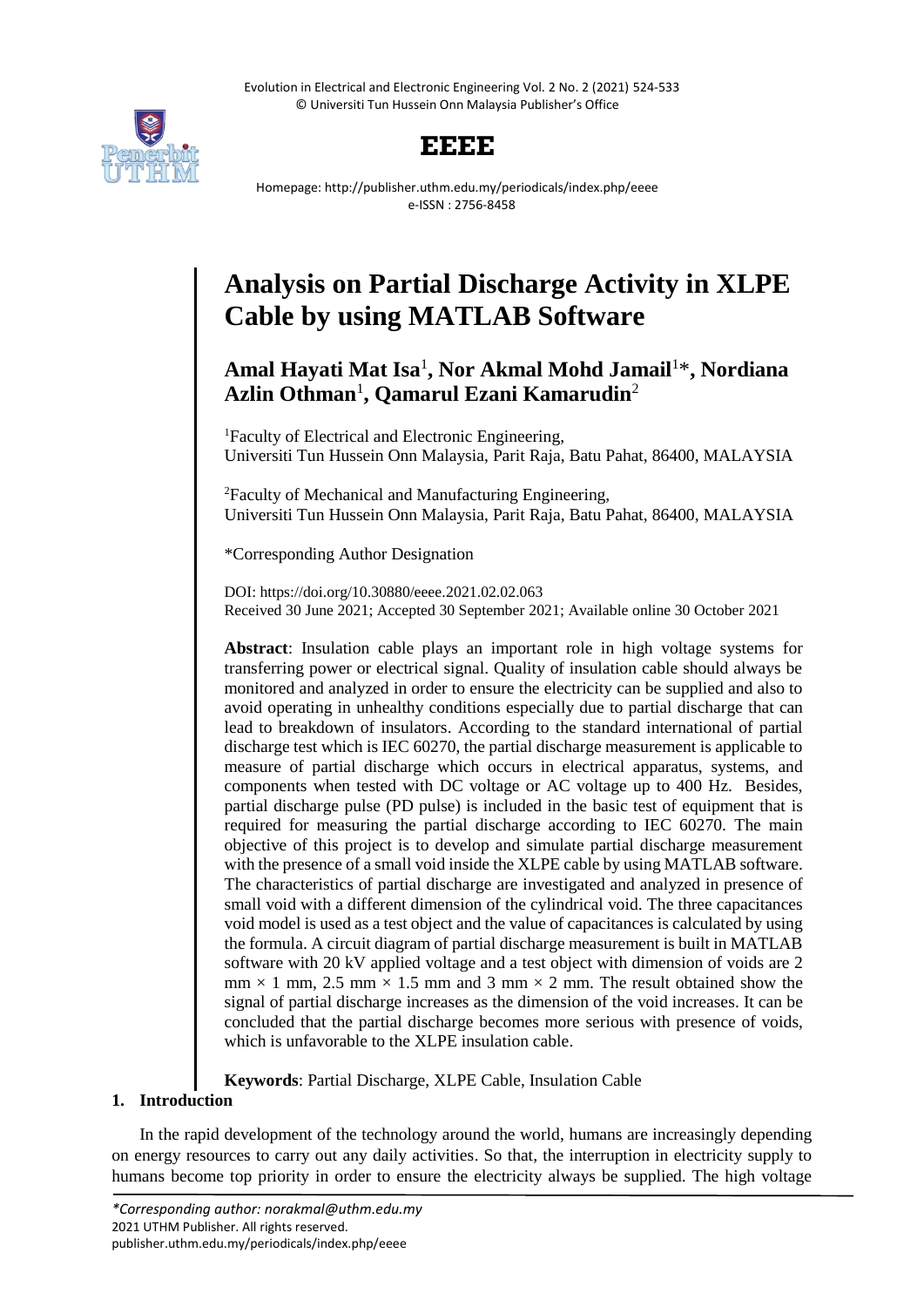# Analysis on Partial Discharge Activity in XLPE Cable by using MATLAB Software

**Amal Hayati Mat Isa**[1]**, Nor Akmal Mohd Jamail**[1]**\*, Nordiana Azlin Othman**[1]**, Qamarul Ezani Kamarudin**[2]

[1]Faculty of Electrical and Electronic Engineering, Universiti Tun Hussein Onn Malaysia, Parit Raja, Batu Pahat, 86400, MALAYSIA

[2]Faculty of Mechanical and Manufacturing Engineering, Universiti Tun Hussein Onn Malaysia, Parit Raja, Batu Pahat, 86400, MALAYSIA

\*Corresponding Author Designation

DOI: https://doi.org/10.30880/eeee.2021.02.02.063
Received 30 June 2021; Accepted 30 September 2021; Available online 30 October 2021

**Abstract**: Insulation cable plays an important role in high voltage systems for transferring power or electrical signal. Quality of insulation cable should always be monitored and analyzed in order to ensure the electricity can be supplied and also to avoid operating in unhealthy conditions especially due to partial discharge that can lead to breakdown of insulators. According to the standard international of partial discharge test which is IEC 60270, the partial discharge measurement is applicable to measure of partial discharge which occurs in electrical apparatus, systems, and components when tested with DC voltage or AC voltage up to 400 Hz. Besides, partial discharge pulse (PD pulse) is included in the basic test of equipment that is required for measuring the partial discharge according to IEC 60270. The main objective of this project is to develop and simulate partial discharge measurement with the presence of a small void inside the XLPE cable by using MATLAB software. The characteristics of partial discharge are investigated and analyzed in presence of small void with a different dimension of the cylindrical void. The three capacitances void model is used as a test object and the value of capacitances is calculated by using the formula. A circuit diagram of partial discharge measurement is built in MATLAB software with 20 kV applied voltage and a test object with dimension of voids are 2 mm × 1 mm, 2.5 mm × 1.5 mm and 3 mm × 2 mm. The result obtained show the signal of partial discharge increases as the dimension of the void increases. It can be concluded that the partial discharge becomes more serious with presence of voids, which is unfavorable to the XLPE insulation cable.

**Keywords**: Partial Discharge, XLPE Cable, Insulation Cable

## 1. Introduction

In the rapid development of the technology around the world, humans are increasingly depending on energy resources to carry out any daily activities. So that, the interruption in electricity supply to humans become top priority in order to ensure the electricity always be supplied. The high voltage

*\*Corresponding author: norakmal@uthm.edu.my*
2021 UTHM Publisher. All rights reserved.
publisher.uthm.edu.my/periodicals/index.php/eeee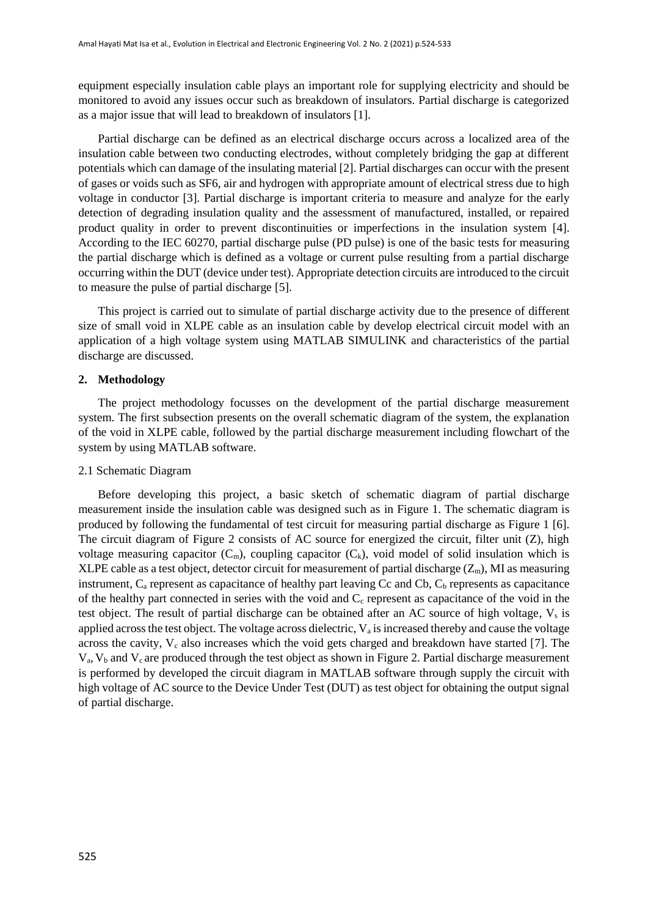equipment especially insulation cable plays an important role for supplying electricity and should be monitored to avoid any issues occur such as breakdown of insulators. Partial discharge is categorized as a major issue that will lead to breakdown of insulators [1].

Partial discharge can be defined as an electrical discharge occurs across a localized area of the insulation cable between two conducting electrodes, without completely bridging the gap at different potentials which can damage of the insulating material [2]. Partial discharges can occur with the present of gases or voids such as SF6, air and hydrogen with appropriate amount of electrical stress due to high voltage in conductor [3]. Partial discharge is important criteria to measure and analyze for the early detection of degrading insulation quality and the assessment of manufactured, installed, or repaired product quality in order to prevent discontinuities or imperfections in the insulation system [4]. According to the IEC 60270, partial discharge pulse (PD pulse) is one of the basic tests for measuring the partial discharge which is defined as a voltage or current pulse resulting from a partial discharge occurring within the DUT (device under test). Appropriate detection circuits are introduced to the circuit to measure the pulse of partial discharge [5].

This project is carried out to simulate of partial discharge activity due to the presence of different size of small void in XLPE cable as an insulation cable by develop electrical circuit model with an application of a high voltage system using MATLAB SIMULINK and characteristics of the partial discharge are discussed.

## 2. Methodology

The project methodology focusses on the development of the partial discharge measurement system. The first subsection presents on the overall schematic diagram of the system, the explanation of the void in XLPE cable, followed by the partial discharge measurement including flowchart of the system by using MATLAB software.

### 2.1 Schematic Diagram

Before developing this project, a basic sketch of schematic diagram of partial discharge measurement inside the insulation cable was designed such as in Figure 1. The schematic diagram is produced by following the fundamental of test circuit for measuring partial discharge as Figure 1 [6]. The circuit diagram of Figure 2 consists of AC source for energized the circuit, filter unit (Z), high voltage measuring capacitor ($C_m$), coupling capacitor ($C_k$), void model of solid insulation which is XLPE cable as a test object, detector circuit for measurement of partial discharge ($Z_m$), MI as measuring instrument, $C_a$ represent as capacitance of healthy part leaving Cc and Cb, $C_b$ represents as capacitance of the healthy part connected in series with the void and $C_c$ represent as capacitance of the void in the test object. The result of partial discharge can be obtained after an AC source of high voltage, $V_s$ is applied across the test object. The voltage across dielectric, $V_a$ is increased thereby and cause the voltage across the cavity, $V_c$ also increases which the void gets charged and breakdown have started [7]. The $V_a$, $V_b$ and $V_c$ are produced through the test object as shown in Figure 2. Partial discharge measurement is performed by developed the circuit diagram in MATLAB software through supply the circuit with high voltage of AC source to the Device Under Test (DUT) as test object for obtaining the output signal of partial discharge.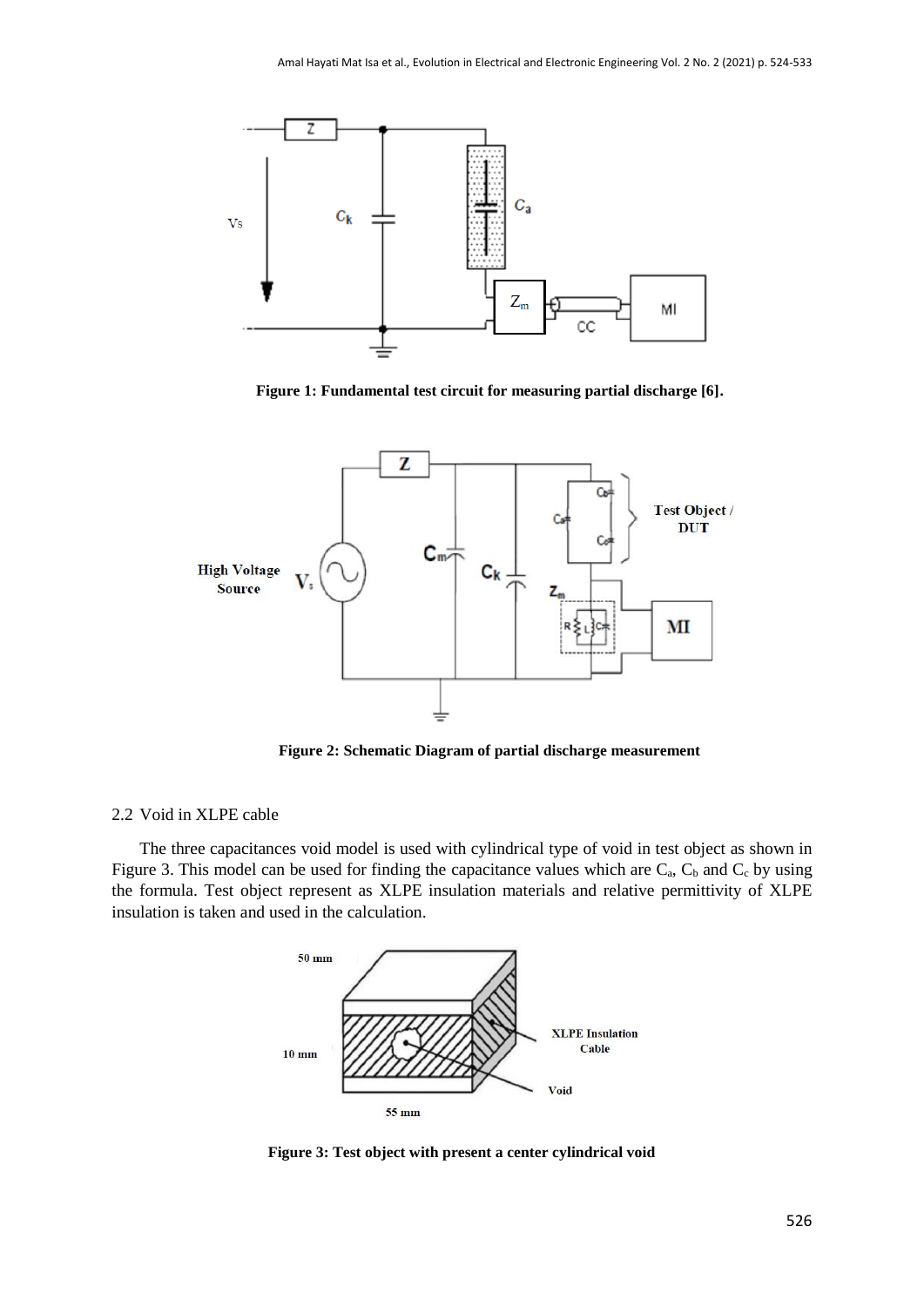Figure 1: Fundamental test circuit for measuring partial discharge [6].

Figure 2: Schematic Diagram of partial discharge measurement

### 2.2 Void in XLPE cable

The three capacitances void model is used with cylindrical type of void in test object as shown in Figure 3. This model can be used for finding the capacitance values which are $C_a$, $C_b$ and $C_c$ by using the formula. Test object represent as XLPE insulation materials and relative permittivity of XLPE insulation is taken and used in the calculation.

Figure 3: Test object with present a center cylindrical void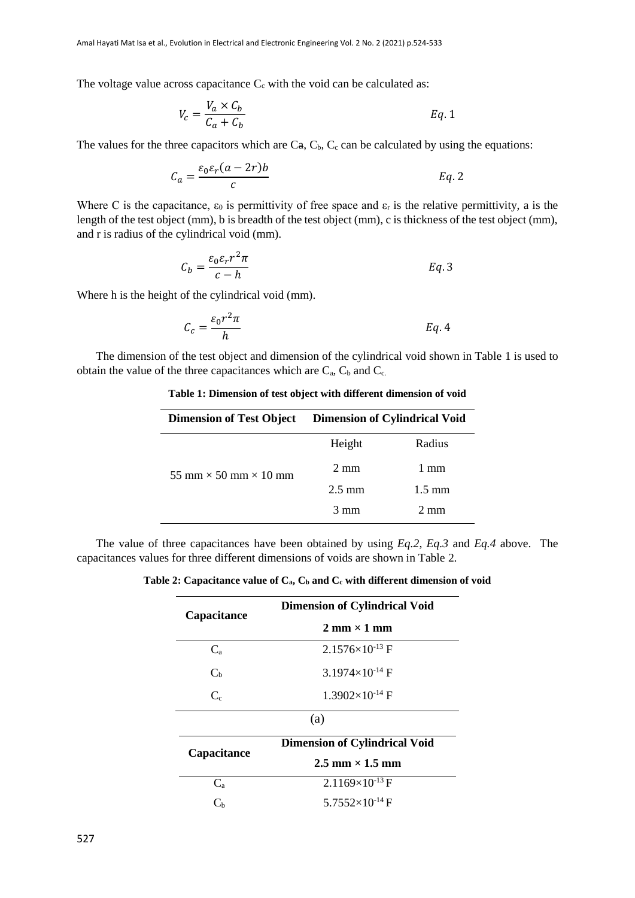The voltage value across capacitance $C_c$ with the void can be calculated as:

$$V_c = \frac{V_a \times C_b}{C_a + C_b} \qquad Eq. 1$$

The values for the three capacitors which are $C_a$, $C_b$, $C_c$ can be calculated by using the equations:

$$C_a = \frac{\varepsilon_0 \varepsilon_r (a - 2r) b}{c} \qquad Eq. 2$$

Where C is the capacitance, $\varepsilon_0$ is permittivity of free space and $\varepsilon_r$ is the relative permittivity, a is the length of the test object (mm), b is breadth of the test object (mm), c is thickness of the test object (mm), and r is radius of the cylindrical void (mm).

$$C_b = \frac{\varepsilon_0 \varepsilon_r r^2 \pi}{c - h} \qquad Eq. 3$$

Where h is the height of the cylindrical void (mm).

$$C_c = \frac{\varepsilon_0 r^2 \pi}{h} \qquad Eq. 4$$

The dimension of the test object and dimension of the cylindrical void shown in Table 1 is used to obtain the value of the three capacitances which are $C_a$, $C_b$ and $C_c$.

**Table 1: Dimension of test object with different dimension of void**

| Dimension of Test Object | Dimension of Cylindrical Void | |
|---|---|---|
| | Height | Radius |
| 55 mm × 50 mm × 10 mm | 2 mm | 1 mm |
| | 2.5 mm | 1.5 mm |
| | 3 mm | 2 mm |

The value of three capacitances have been obtained by using *Eq.2*, *Eq.3* and *Eq.4* above. The capacitances values for three different dimensions of voids are shown in Table 2.

**Table 2: Capacitance value of $C_a$, $C_b$ and $C_c$ with different dimension of void**

| Capacitance | Dimension of Cylindrical Void |
|---|---|
| | **2 mm × 1 mm** |
| $C_a$ | $2.1576 \times 10^{-13}$ F |
| $C_b$ | $3.1974 \times 10^{-14}$ F |
| $C_c$ | $1.3902 \times 10^{-14}$ F |

(a)

| Capacitance | Dimension of Cylindrical Void |
|---|---|
| | **2.5 mm × 1.5 mm** |
| $C_a$ | $2.1169 \times 10^{-13}$ F |
| $C_b$ | $5.7552 \times 10^{-14}$ F |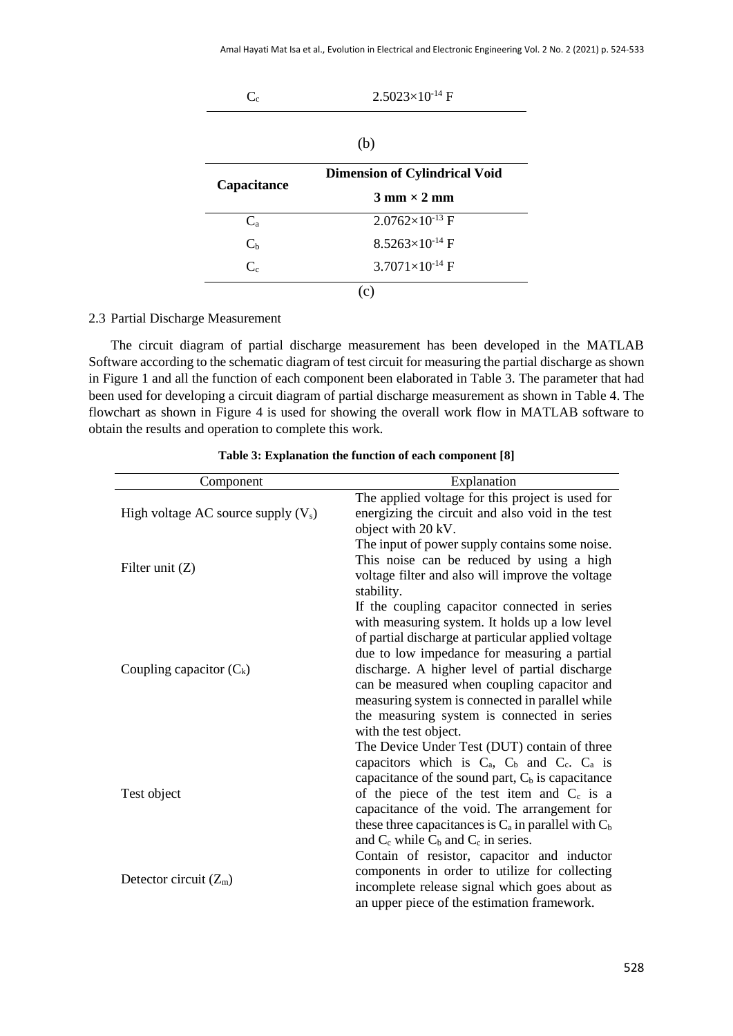| | |
|---|---|
| $C_c$ | $2.5023\times10^{-14}$ F |

(b)

| Capacitance | Dimension of Cylindrical Void |
|---|---|
| | **3 mm × 2 mm** |
| $C_a$ | $2.0762\times10^{-13}$ F |
| $C_b$ | $8.5263\times10^{-14}$ F |
| $C_c$ | $3.7071\times10^{-14}$ F |

(c)

## 2.3 Partial Discharge Measurement

The circuit diagram of partial discharge measurement has been developed in the MATLAB Software according to the schematic diagram of test circuit for measuring the partial discharge as shown in Figure 1 and all the function of each component been elaborated in Table 3. The parameter that had been used for developing a circuit diagram of partial discharge measurement as shown in Table 4. The flowchart as shown in Figure 4 is used for showing the overall work flow in MATLAB software to obtain the results and operation to complete this work.

**Table 3: Explanation the function of each component [8]**

| Component | Explanation |
|---|---|
| High voltage AC source supply ($V_s$) | The applied voltage for this project is used for energizing the circuit and also void in the test object with 20 kV. |
| Filter unit (Z) | The input of power supply contains some noise. This noise can be reduced by using a high voltage filter and also will improve the voltage stability. |
| Coupling capacitor ($C_k$) | If the coupling capacitor connected in series with measuring system. It holds up a low level of partial discharge at particular applied voltage due to low impedance for measuring a partial discharge. A higher level of partial discharge can be measured when coupling capacitor and measuring system is connected in parallel while the measuring system is connected in series with the test object. |
| Test object | The Device Under Test (DUT) contain of three capacitors which is $C_a$, $C_b$ and $C_c$. $C_a$ is capacitance of the sound part, $C_b$ is capacitance of the piece of the test item and $C_c$ is a capacitance of the void. The arrangement for these three capacitances is $C_a$ in parallel with $C_b$ and $C_c$ while $C_b$ and $C_c$ in series. |
| Detector circuit ($Z_m$) | Contain of resistor, capacitor and inductor components in order to utilize for collecting incomplete release signal which goes about as an upper piece of the estimation framework. |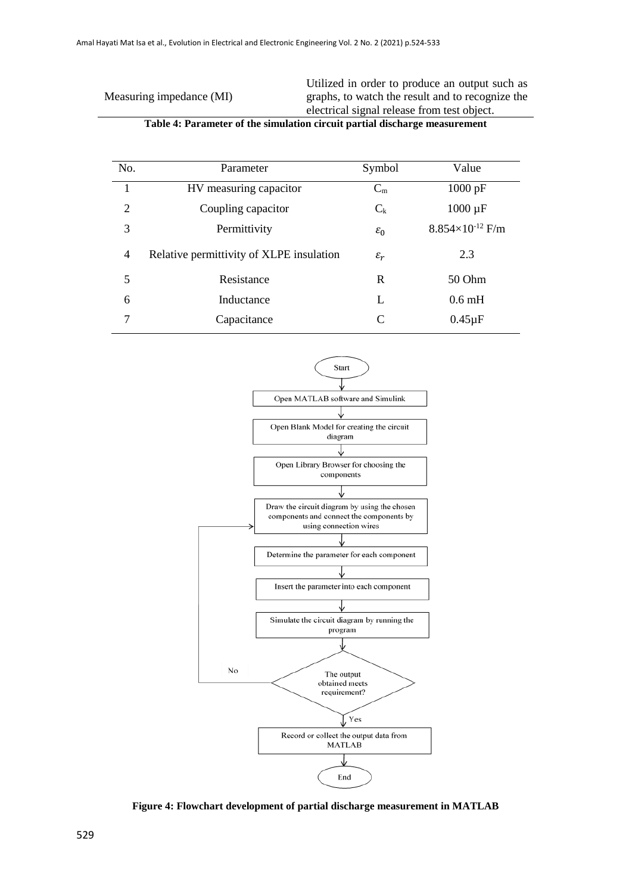| | |
|---|---|
| Measuring impedance (MI) | Utilized in order to produce an output such as graphs, to watch the result and to recognize the electrical signal release from test object. |

**Table 4: Parameter of the simulation circuit partial discharge measurement**

| No. | Parameter | Symbol | Value |
|---|---|---|---|
| 1 | HV measuring capacitor | $C_m$ | 1000 pF |
| 2 | Coupling capacitor | $C_k$ | 1000 µF |
| 3 | Permittivity | $\varepsilon_0$ | $8.854\times10^{-12}$ F/m |
| 4 | Relative permittivity of XLPE insulation | $\varepsilon_r$ | 2.3 |
| 5 | Resistance | R | 50 Ohm |
| 6 | Inductance | L | 0.6 mH |
| 7 | Capacitance | C | 0.45µF |

Start → Open MATLAB software and Simulink → Open Blank Model for creating the circuit diagram → Open Library Browser for choosing the components → Draw the circuit diagram by using the chosen components and connect the components by using connection wires → Determine the parameter for each component → Insert the parameter into each component → Simulate the circuit diagram by running the program → The output obtained meets requirement? (No → back to "Draw the circuit diagram..."; Yes →) Record or collect the output data from MATLAB → End

**Figure 4: Flowchart development of partial discharge measurement in MATLAB**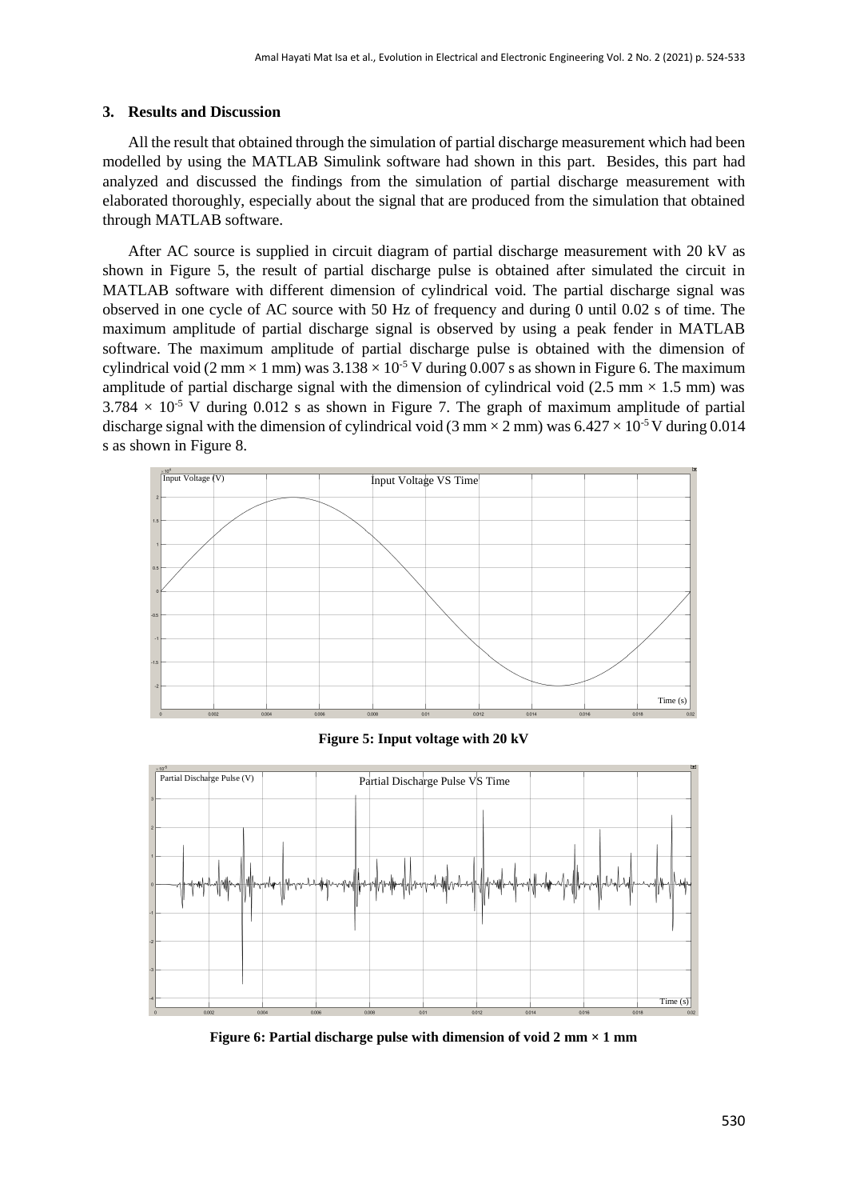## 3. Results and Discussion

All the result that obtained through the simulation of partial discharge measurement which had been modelled by using the MATLAB Simulink software had shown in this part. Besides, this part had analyzed and discussed the findings from the simulation of partial discharge measurement with elaborated thoroughly, especially about the signal that are produced from the simulation that obtained through MATLAB software.

After AC source is supplied in circuit diagram of partial discharge measurement with 20 kV as shown in Figure 5, the result of partial discharge pulse is obtained after simulated the circuit in MATLAB software with different dimension of cylindrical void. The partial discharge signal was observed in one cycle of AC source with 50 Hz of frequency and during 0 until 0.02 s of time. The maximum amplitude of partial discharge signal is observed by using a peak fender in MATLAB software. The maximum amplitude of partial discharge pulse is obtained with the dimension of cylindrical void (2 mm × 1 mm) was $3.138 \times 10^{-5}$ V during 0.007 s as shown in Figure 6. The maximum amplitude of partial discharge signal with the dimension of cylindrical void (2.5 mm × 1.5 mm) was $3.784 \times 10^{-5}$ V during 0.012 s as shown in Figure 7. The graph of maximum amplitude of partial discharge signal with the dimension of cylindrical void (3 mm × 2 mm) was $6.427 \times 10^{-5}$ V during 0.014 s as shown in Figure 8.

**Figure 5: Input voltage with 20 kV**

**Figure 6: Partial discharge pulse with dimension of void 2 mm × 1 mm**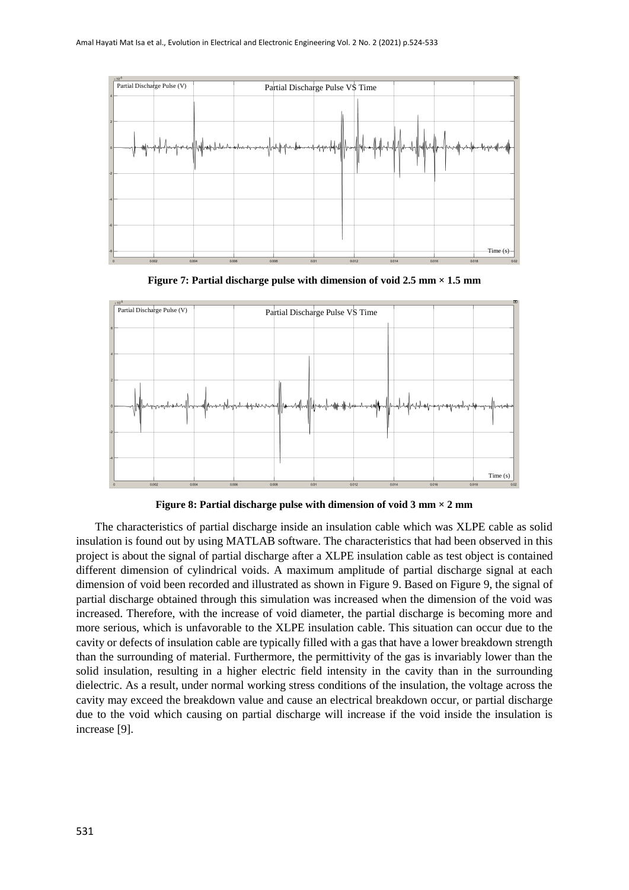**Figure 7: Partial discharge pulse with dimension of void 2.5 mm × 1.5 mm**

**Figure 8: Partial discharge pulse with dimension of void 3 mm × 2 mm**

The characteristics of partial discharge inside an insulation cable which was XLPE cable as solid insulation is found out by using MATLAB software. The characteristics that had been observed in this project is about the signal of partial discharge after a XLPE insulation cable as test object is contained different dimension of cylindrical voids. A maximum amplitude of partial discharge signal at each dimension of void been recorded and illustrated as shown in Figure 9. Based on Figure 9, the signal of partial discharge obtained through this simulation was increased when the dimension of the void was increased. Therefore, with the increase of void diameter, the partial discharge is becoming more and more serious, which is unfavorable to the XLPE insulation cable. This situation can occur due to the cavity or defects of insulation cable are typically filled with a gas that have a lower breakdown strength than the surrounding of material. Furthermore, the permittivity of the gas is invariably lower than the solid insulation, resulting in a higher electric field intensity in the cavity than in the surrounding dielectric. As a result, under normal working stress conditions of the insulation, the voltage across the cavity may exceed the breakdown value and cause an electrical breakdown occur, or partial discharge due to the void which causing on partial discharge will increase if the void inside the insulation is increase [9].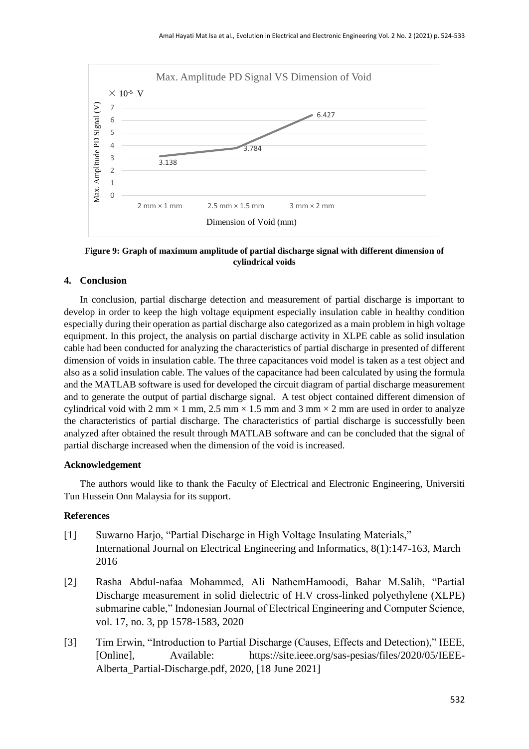Figure 9: Graph of maximum amplitude of partial discharge signal with different dimension of cylindrical voids

## 4. Conclusion

In conclusion, partial discharge detection and measurement of partial discharge is important to develop in order to keep the high voltage equipment especially insulation cable in healthy condition especially during their operation as partial discharge also categorized as a main problem in high voltage equipment. In this project, the analysis on partial discharge activity in XLPE cable as solid insulation cable had been conducted for analyzing the characteristics of partial discharge in presented of different dimension of voids in insulation cable. The three capacitances void model is taken as a test object and also as a solid insulation cable. The values of the capacitance had been calculated by using the formula and the MATLAB software is used for developed the circuit diagram of partial discharge measurement and to generate the output of partial discharge signal. A test object contained different dimension of cylindrical void with 2 mm × 1 mm, 2.5 mm × 1.5 mm and 3 mm × 2 mm are used in order to analyze the characteristics of partial discharge. The characteristics of partial discharge is successfully been analyzed after obtained the result through MATLAB software and can be concluded that the signal of partial discharge increased when the dimension of the void is increased.

### Acknowledgement

The authors would like to thank the Faculty of Electrical and Electronic Engineering, Universiti Tun Hussein Onn Malaysia for its support.

### References

[1] Suwarno Harjo, "Partial Discharge in High Voltage Insulating Materials," International Journal on Electrical Engineering and Informatics, 8(1):147-163, March 2016

[2] Rasha Abdul-nafaa Mohammed, Ali NathemHamoodi, Bahar M.Salih, "Partial Discharge measurement in solid dielectric of H.V cross-linked polyethylene (XLPE) submarine cable," Indonesian Journal of Electrical Engineering and Computer Science, vol. 17, no. 3, pp 1578-1583, 2020

[3] Tim Erwin, "Introduction to Partial Discharge (Causes, Effects and Detection)," IEEE, [Online], Available: https://site.ieee.org/sas-pesias/files/2020/05/IEEE-Alberta_Partial-Discharge.pdf, 2020, [18 June 2021]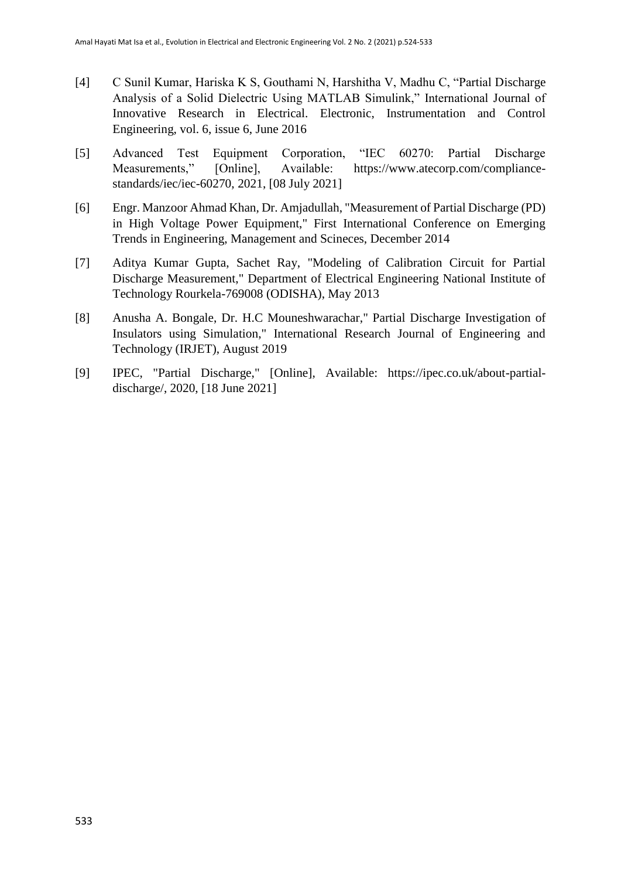[4] C Sunil Kumar, Hariska K S, Gouthami N, Harshitha V, Madhu C, "Partial Discharge Analysis of a Solid Dielectric Using MATLAB Simulink," International Journal of Innovative Research in Electrical. Electronic, Instrumentation and Control Engineering, vol. 6, issue 6, June 2016

[5] Advanced Test Equipment Corporation, "IEC 60270: Partial Discharge Measurements," [Online], Available: https://www.atecorp.com/compliance-standards/iec/iec-60270, 2021, [08 July 2021]

[6] Engr. Manzoor Ahmad Khan, Dr. Amjadullah, "Measurement of Partial Discharge (PD) in High Voltage Power Equipment," First International Conference on Emerging Trends in Engineering, Management and Scineces, December 2014

[7] Aditya Kumar Gupta, Sachet Ray, "Modeling of Calibration Circuit for Partial Discharge Measurement," Department of Electrical Engineering National Institute of Technology Rourkela-769008 (ODISHA), May 2013

[8] Anusha A. Bongale, Dr. H.C Mouneshwarachar," Partial Discharge Investigation of Insulators using Simulation," International Research Journal of Engineering and Technology (IRJET), August 2019

[9] IPEC, "Partial Discharge," [Online], Available: https://ipec.co.uk/about-partial-discharge/, 2020, [18 June 2021]